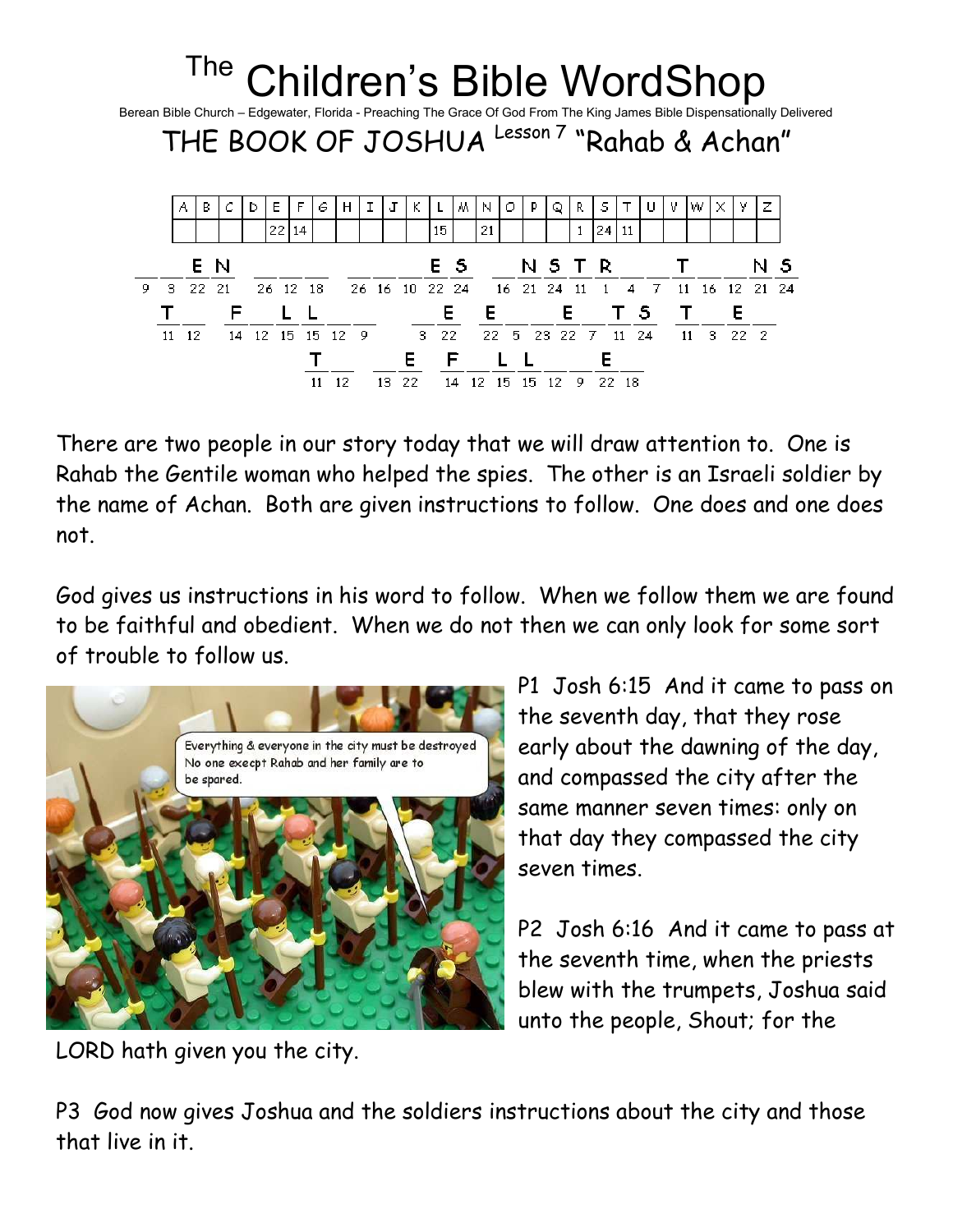# The Children's Bible WordShop

Berean Bible Church – Edgewater, Florida - Preaching The Grace Of God From The King James Bible Dispensationally Delivered

## THE BOOK OF JOSHUA Lesson 7 "Rahab & Achan"

| A | B | C | D | E | F | G | H | I | J | K | L | M | N | O | P | Q | R | S | T | U | V | W | X | Y | Z |
|---|---|---|---|---|---|---|---|---|---|---|---|---|---|---|---|---|---|---|---|---|---|---|---|---|---|
| | | | | 22 | 14 | | | | | | 15 | | 21 | | | | 1 | 24 | 11 | | | | | | |

_ _ E N &nbsp; _ _ _ &nbsp; _ _ _ E S &nbsp; _ N S T R _ _ T _ _ N S
9 3 22 21 &nbsp; 26 12 18 &nbsp; 26 16 10 22 24 &nbsp; 16 21 24 11 1 4 7 11 16 12 21 24

T _ &nbsp; F _ L L _ &nbsp; _ E &nbsp; E _ _ E _ T S &nbsp; T _ E _
11 12 &nbsp; 14 12 15 15 12 9 &nbsp; 3 22 &nbsp; 22 5 23 22 7 11 24 &nbsp; 11 3 22 2

T _ &nbsp; _ E &nbsp; F _ L L _ _ E _
11 12 &nbsp; 13 22 &nbsp; 14 12 15 15 12 9 22 18

There are two people in our story today that we will draw attention to. One is Rahab the Gentile woman who helped the spies. The other is an Israeli soldier by the name of Achan. Both are given instructions to follow. One does and one does not.

God gives us instructions in his word to follow. When we follow them we are found to be faithful and obedient. When we do not then we can only look for some sort of trouble to follow us.

P1 Josh 6:15 And it came to pass on the seventh day, that they rose early about the dawning of the day, and compassed the city after the same manner seven times: only on that day they compassed the city seven times.

P2 Josh 6:16 And it came to pass at the seventh time, when the priests blew with the trumpets, Joshua said unto the people, Shout; for the LORD hath given you the city.

P3 God now gives Joshua and the soldiers instructions about the city and those that live in it.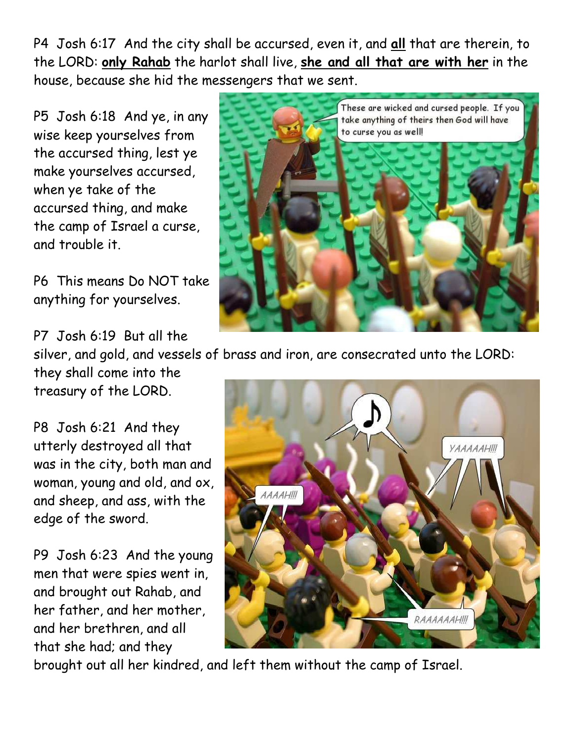P4 Josh 6:17 And the city shall be accursed, even it, and **all** that are therein, to the LORD: **only Rahab** the harlot shall live, **she and all that are with her** in the house, because she hid the messengers that we sent.

P5 Josh 6:18 And ye, in any wise keep yourselves from the accursed thing, lest ye make yourselves accursed, when ye take of the accursed thing, and make the camp of Israel a curse, and trouble it.

P6 This means Do NOT take anything for yourselves.

P7 Josh 6:19 But all the silver, and gold, and vessels of brass and iron, are consecrated unto the LORD: they shall come into the treasury of the LORD.

P8 Josh 6:21 And they utterly destroyed all that was in the city, both man and woman, young and old, and ox, and sheep, and ass, with the edge of the sword.

P9 Josh 6:23 And the young men that were spies went in, and brought out Rahab, and her father, and her mother, and her brethren, and all that she had; and they brought out all her kindred, and left them without the camp of Israel.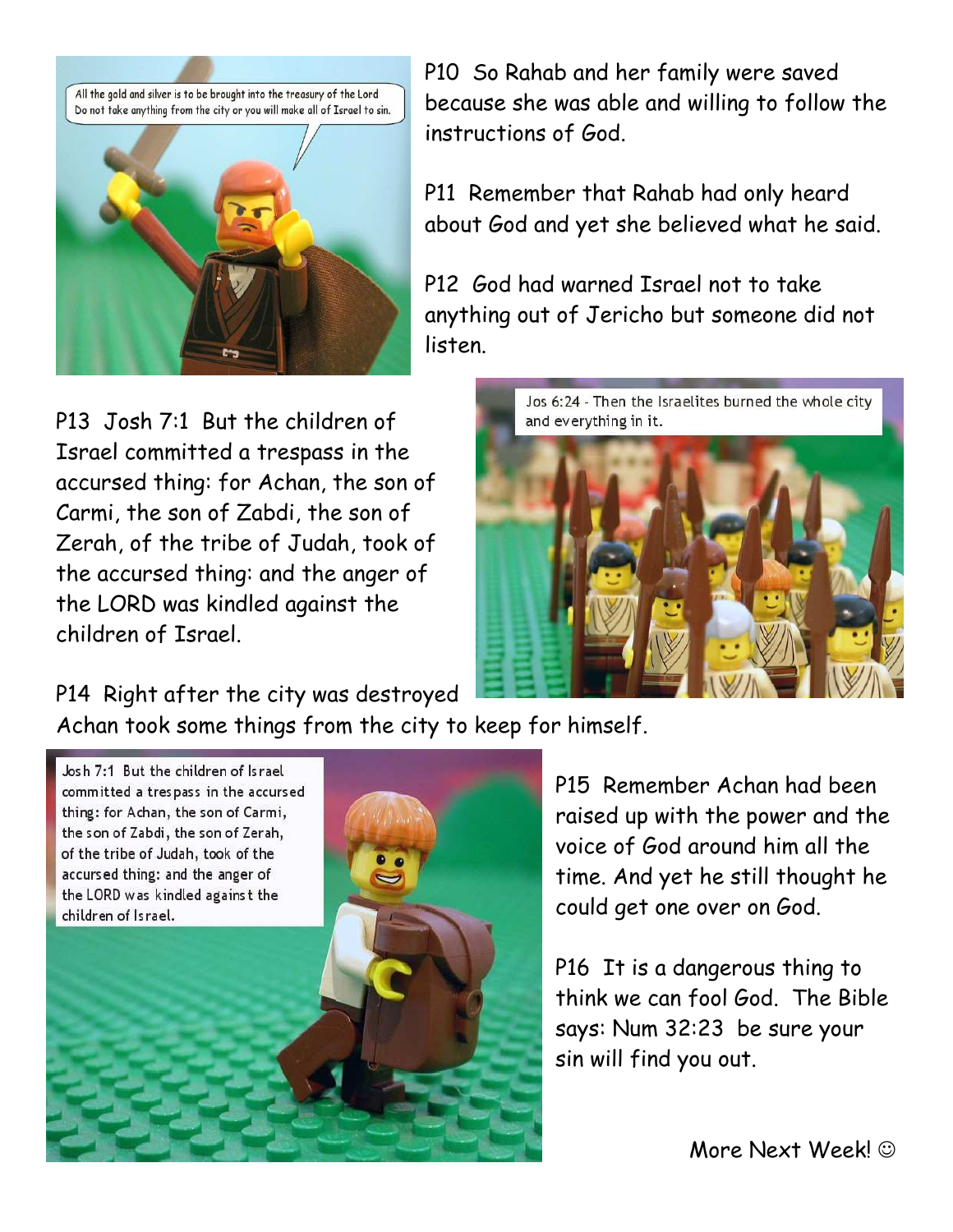P10 So Rahab and her family were saved because she was able and willing to follow the instructions of God.

P11 Remember that Rahab had only heard about God and yet she believed what he said.

P12 God had warned Israel not to take anything out of Jericho but someone did not listen.

P13 Josh 7:1 But the children of Israel committed a trespass in the accursed thing: for Achan, the son of Carmi, the son of Zabdi, the son of Zerah, of the tribe of Judah, took of the accursed thing: and the anger of the LORD was kindled against the children of Israel.

P14 Right after the city was destroyed Achan took some things from the city to keep for himself.

P15 Remember Achan had been raised up with the power and the voice of God around him all the time. And yet he still thought he could get one over on God.

P16 It is a dangerous thing to think we can fool God. The Bible says: Num 32:23 be sure your sin will find you out.

More Next Week! ☺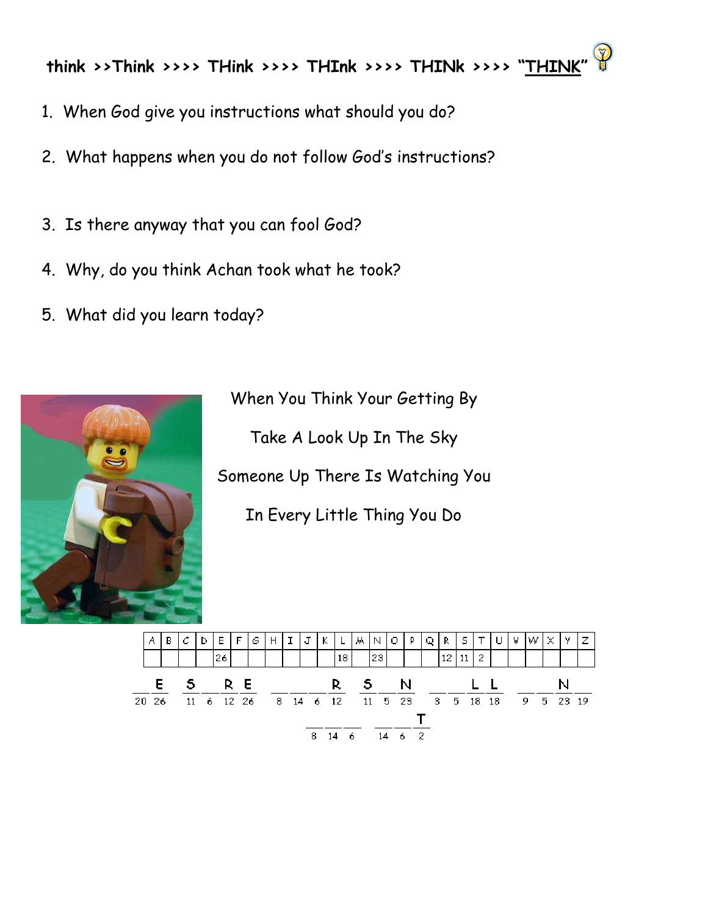**think >>Think >>>> THink >>>> THInk >>>> THINk >>>> "THINK"**

1. When God give you instructions what should you do?

2. What happens when you do not follow God's instructions?

3. Is there anyway that you can fool God?

4. Why, do you think Achan took what he took?

5. What did you learn today?

When You Think Your Getting By

Take A Look Up In The Sky

Someone Up There Is Watching You

In Every Little Thing You Do

| A | B | C | D | E | F | G | H | I | J | K | L | M | N | O | P | Q | R | S | T | U | V | W | X | Y | Z |
|---|---|---|---|---|---|---|---|---|---|---|---|---|---|---|---|---|---|---|---|---|---|---|---|---|---|
| | | | | 26 | | | | | | | 18 | | 23 | | | | 12 | 11 | 2 | | | | | | |

| _ | E | | S | _ | R | E | | _ | _ | _ | R | | S | _ | N | | _ | _ | L | L | | _ | _ | N | _ |
|---|---|---|---|---|---|---|---|---|---|---|---|---|---|---|---|---|---|---|---|---|---|---|---|---|---|
| 20 | 26 | | 11 | 6 | 12 | 26 | | 8 | 14 | 6 | 12 | | 11 | 5 | 23 | | 3 | 5 | 18 | 18 | | 9 | 5 | 23 | 19 |

| _ | _ | _ | | _ | _ | T |
|---|---|---|---|---|---|---|
| 8 | 14 | 6 | | 14 | 6 | 2 |